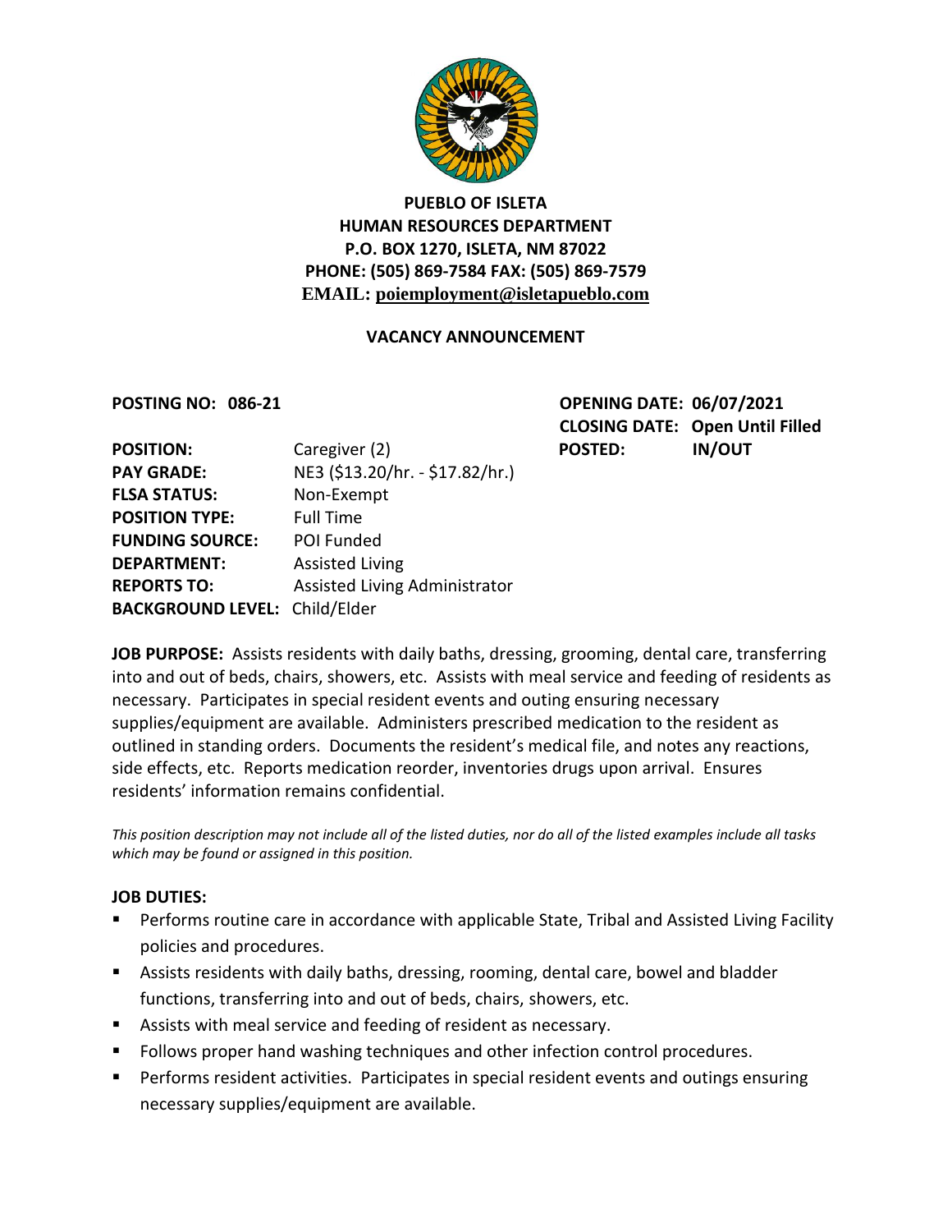**PUEBLO OF ISLETA**
**HUMAN RESOURCES DEPARTMENT**
**P.O. BOX 1270, ISLETA, NM 87022**
**PHONE: (505) 869-7584 FAX: (505) 869-7579**
**EMAIL: poiemployment@isletapueblo.com**

## VACANCY ANNOUNCEMENT

**POSTING NO: 086-21**

**OPENING DATE: 06/07/2021**
**CLOSING DATE: Open Until Filled**
**POSTED: IN/OUT**

| | |
|---|---|
| **POSITION:** | Caregiver (2) |
| **PAY GRADE:** | NE3 ($13.20/hr. - $17.82/hr.) |
| **FLSA STATUS:** | Non-Exempt |
| **POSITION TYPE:** | Full Time |
| **FUNDING SOURCE:** | POI Funded |
| **DEPARTMENT:** | Assisted Living |
| **REPORTS TO:** | Assisted Living Administrator |
| **BACKGROUND LEVEL:** | Child/Elder |

**JOB PURPOSE:** Assists residents with daily baths, dressing, grooming, dental care, transferring into and out of beds, chairs, showers, etc. Assists with meal service and feeding of residents as necessary. Participates in special resident events and outing ensuring necessary supplies/equipment are available. Administers prescribed medication to the resident as outlined in standing orders. Documents the resident's medical file, and notes any reactions, side effects, etc. Reports medication reorder, inventories drugs upon arrival. Ensures residents' information remains confidential.

*This position description may not include all of the listed duties, nor do all of the listed examples include all tasks which may be found or assigned in this position.*

**JOB DUTIES:**

- Performs routine care in accordance with applicable State, Tribal and Assisted Living Facility policies and procedures.
- Assists residents with daily baths, dressing, rooming, dental care, bowel and bladder functions, transferring into and out of beds, chairs, showers, etc.
- Assists with meal service and feeding of resident as necessary.
- Follows proper hand washing techniques and other infection control procedures.
- Performs resident activities. Participates in special resident events and outings ensuring necessary supplies/equipment are available.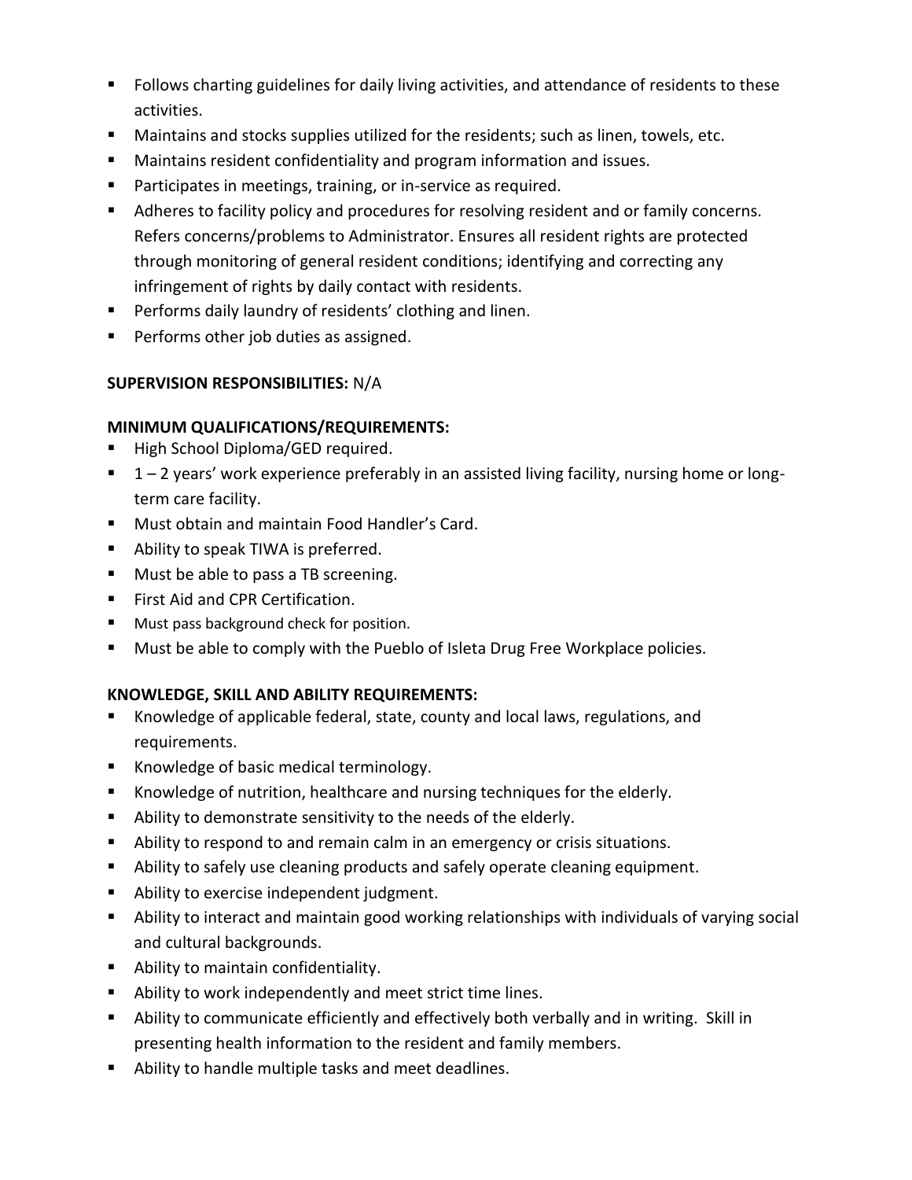- Follows charting guidelines for daily living activities, and attendance of residents to these activities.
- Maintains and stocks supplies utilized for the residents; such as linen, towels, etc.
- Maintains resident confidentiality and program information and issues.
- Participates in meetings, training, or in-service as required.
- Adheres to facility policy and procedures for resolving resident and or family concerns. Refers concerns/problems to Administrator. Ensures all resident rights are protected through monitoring of general resident conditions; identifying and correcting any infringement of rights by daily contact with residents.
- Performs daily laundry of residents' clothing and linen.
- Performs other job duties as assigned.

**SUPERVISION RESPONSIBILITIES:** N/A

**MINIMUM QUALIFICATIONS/REQUIREMENTS:**

- High School Diploma/GED required.
- 1 – 2 years' work experience preferably in an assisted living facility, nursing home or long-term care facility.
- Must obtain and maintain Food Handler's Card.
- Ability to speak TIWA is preferred.
- Must be able to pass a TB screening.
- First Aid and CPR Certification.
- Must pass background check for position.
- Must be able to comply with the Pueblo of Isleta Drug Free Workplace policies.

**KNOWLEDGE, SKILL AND ABILITY REQUIREMENTS:**

- Knowledge of applicable federal, state, county and local laws, regulations, and requirements.
- Knowledge of basic medical terminology.
- Knowledge of nutrition, healthcare and nursing techniques for the elderly.
- Ability to demonstrate sensitivity to the needs of the elderly.
- Ability to respond to and remain calm in an emergency or crisis situations.
- Ability to safely use cleaning products and safely operate cleaning equipment.
- Ability to exercise independent judgment.
- Ability to interact and maintain good working relationships with individuals of varying social and cultural backgrounds.
- Ability to maintain confidentiality.
- Ability to work independently and meet strict time lines.
- Ability to communicate efficiently and effectively both verbally and in writing. Skill in presenting health information to the resident and family members.
- Ability to handle multiple tasks and meet deadlines.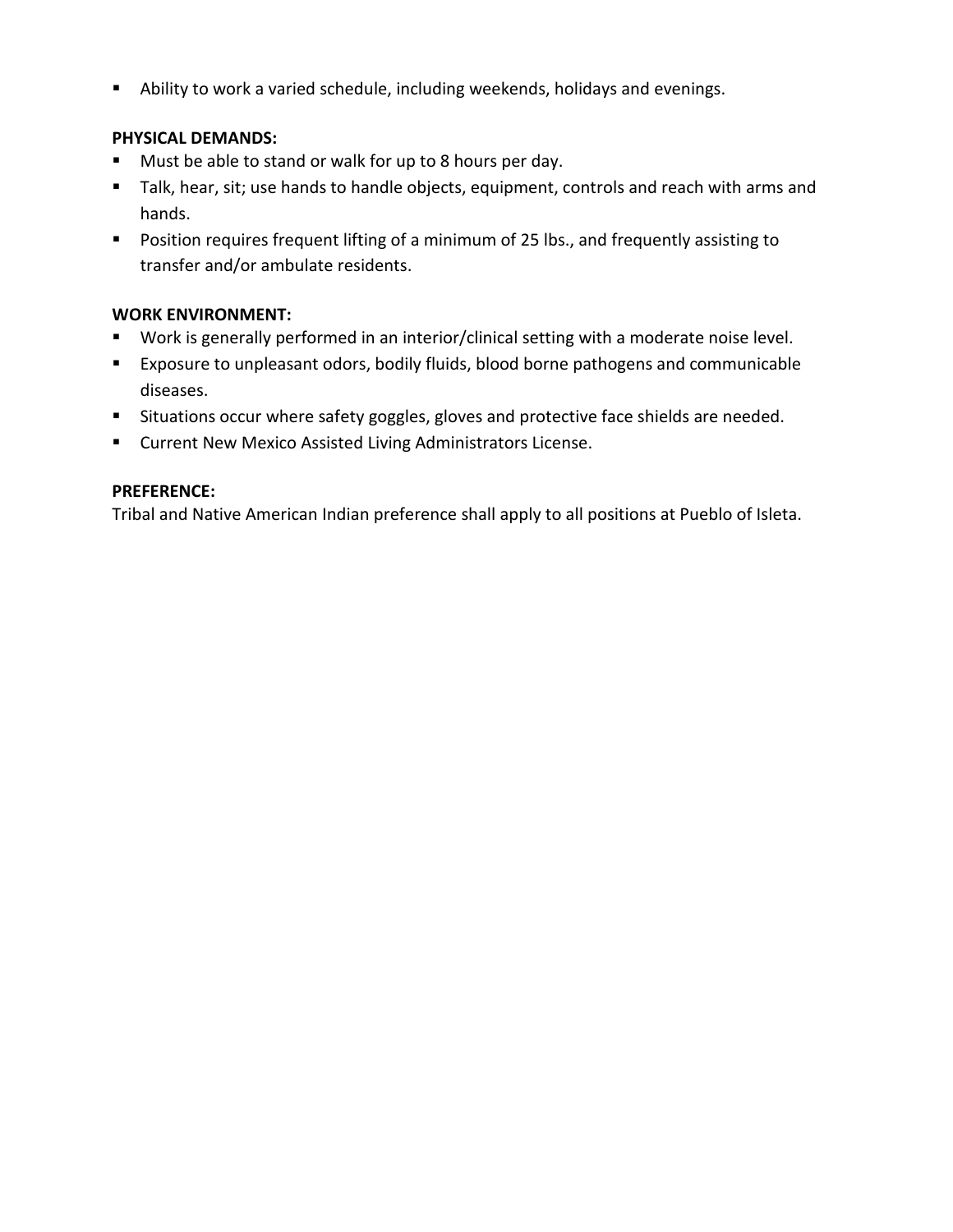- Ability to work a varied schedule, including weekends, holidays and evenings.

**PHYSICAL DEMANDS:**

- Must be able to stand or walk for up to 8 hours per day.
- Talk, hear, sit; use hands to handle objects, equipment, controls and reach with arms and hands.
- Position requires frequent lifting of a minimum of 25 lbs., and frequently assisting to transfer and/or ambulate residents.

**WORK ENVIRONMENT:**

- Work is generally performed in an interior/clinical setting with a moderate noise level.
- Exposure to unpleasant odors, bodily fluids, blood borne pathogens and communicable diseases.
- Situations occur where safety goggles, gloves and protective face shields are needed.
- Current New Mexico Assisted Living Administrators License.

**PREFERENCE:**

Tribal and Native American Indian preference shall apply to all positions at Pueblo of Isleta.